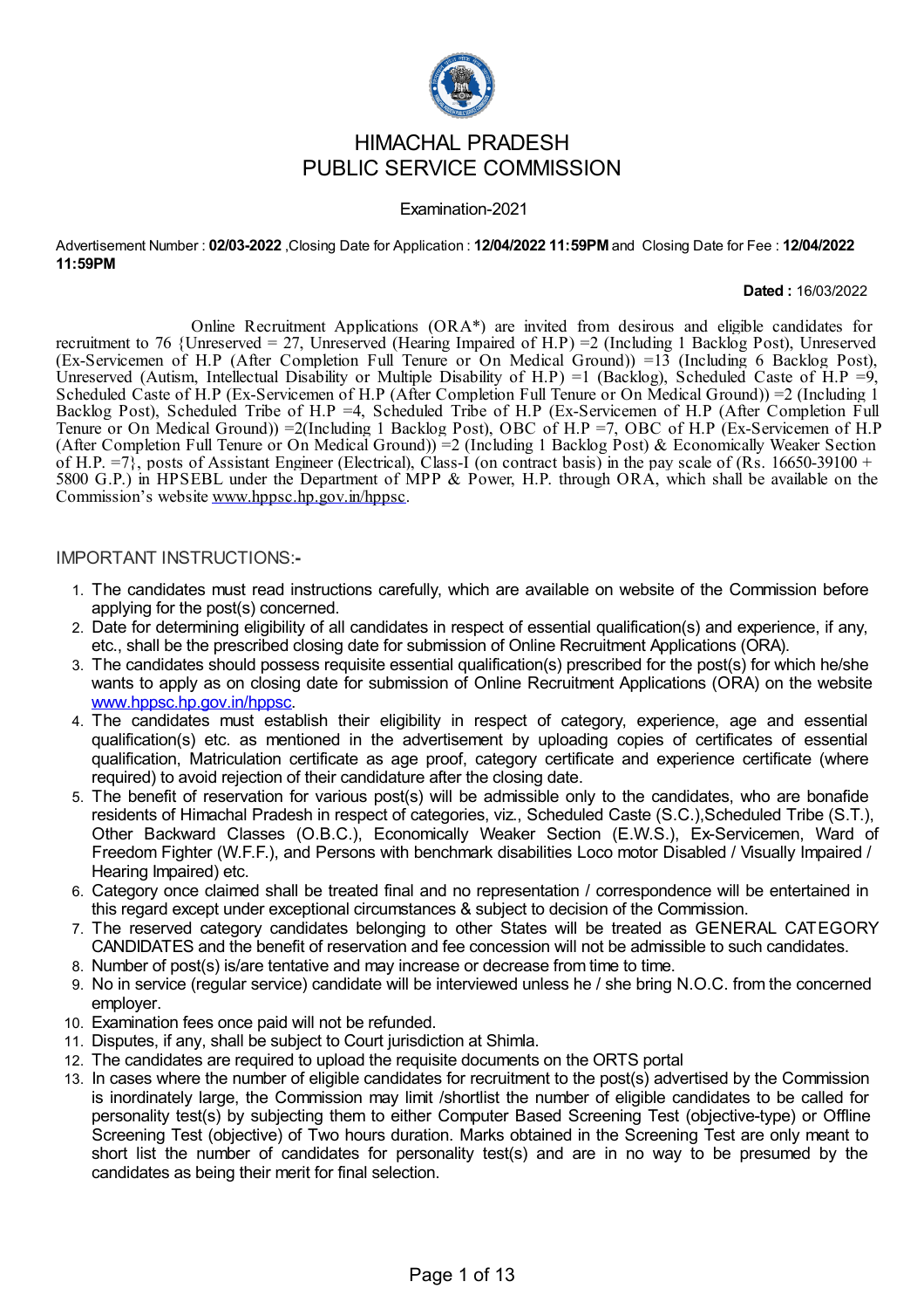# HIMACHAL PRADESH
# PUBLIC SERVICE COMMISSION

Examination-2021

Advertisement Number : **02/03-2022** ,Closing Date for Application : **12/04/2022 11:59PM** and Closing Date for Fee : **12/04/2022 11:59PM**

**Dated :** 16/03/2022

Online Recruitment Applications (ORA*) are invited from desirous and eligible candidates for recruitment to 76 {Unreserved = 27, Unreserved (Hearing Impaired of H.P) =2 (Including 1 Backlog Post), Unreserved (Ex-Servicemen of H.P (After Completion Full Tenure or On Medical Ground)) =13 (Including 6 Backlog Post), Unreserved (Autism, Intellectual Disability or Multiple Disability of H.P) =1 (Backlog), Scheduled Caste of H.P =9, Scheduled Caste of H.P (Ex-Servicemen of H.P (After Completion Full Tenure or On Medical Ground)) =2 (Including 1 Backlog Post), Scheduled Tribe of H.P =4, Scheduled Tribe of H.P (Ex-Servicemen of H.P (After Completion Full Tenure or On Medical Ground)) =2(Including 1 Backlog Post), OBC of H.P =7, OBC of H.P (Ex-Servicemen of H.P (After Completion Full Tenure or On Medical Ground)) =2 (Including 1 Backlog Post) & Economically Weaker Section of H.P. =7}, posts of Assistant Engineer (Electrical), Class-I (on contract basis) in the pay scale of (Rs. 16650-39100 + 5800 G.P.) in HPSEBL under the Department of MPP & Power, H.P. through ORA, which shall be available on the Commission's website www.hppsc.hp.gov.in/hppsc.

## IMPORTANT INSTRUCTIONS:-

1. The candidates must read instructions carefully, which are available on website of the Commission before applying for the post(s) concerned.
2. Date for determining eligibility of all candidates in respect of essential qualification(s) and experience, if any, etc., shall be the prescribed closing date for submission of Online Recruitment Applications (ORA).
3. The candidates should possess requisite essential qualification(s) prescribed for the post(s) for which he/she wants to apply as on closing date for submission of Online Recruitment Applications (ORA) on the website www.hppsc.hp.gov.in/hppsc.
4. The candidates must establish their eligibility in respect of category, experience, age and essential qualification(s) etc. as mentioned in the advertisement by uploading copies of certificates of essential qualification, Matriculation certificate as age proof, category certificate and experience certificate (where required) to avoid rejection of their candidature after the closing date.
5. The benefit of reservation for various post(s) will be admissible only to the candidates, who are bonafide residents of Himachal Pradesh in respect of categories, viz., Scheduled Caste (S.C.),Scheduled Tribe (S.T.), Other Backward Classes (O.B.C.), Economically Weaker Section (E.W.S.), Ex-Servicemen, Ward of Freedom Fighter (W.F.F.), and Persons with benchmark disabilities Loco motor Disabled / Visually Impaired / Hearing Impaired) etc.
6. Category once claimed shall be treated final and no representation / correspondence will be entertained in this regard except under exceptional circumstances & subject to decision of the Commission.
7. The reserved category candidates belonging to other States will be treated as GENERAL CATEGORY CANDIDATES and the benefit of reservation and fee concession will not be admissible to such candidates.
8. Number of post(s) is/are tentative and may increase or decrease from time to time.
9. No in service (regular service) candidate will be interviewed unless he / she bring N.O.C. from the concerned employer.
10. Examination fees once paid will not be refunded.
11. Disputes, if any, shall be subject to Court jurisdiction at Shimla.
12. The candidates are required to upload the requisite documents on the ORTS portal
13. In cases where the number of eligible candidates for recruitment to the post(s) advertised by the Commission is inordinately large, the Commission may limit /shortlist the number of eligible candidates to be called for personality test(s) by subjecting them to either Computer Based Screening Test (objective-type) or Offline Screening Test (objective) of Two hours duration. Marks obtained in the Screening Test are only meant to short list the number of candidates for personality test(s) and are in no way to be presumed by the candidates as being their merit for final selection.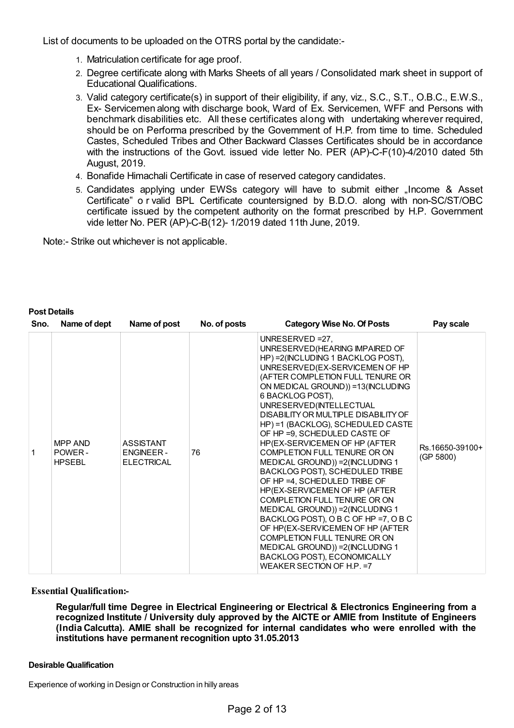List of documents to be uploaded on the OTRS portal by the candidate:-

1. Matriculation certificate for age proof.
2. Degree certificate along with Marks Sheets of all years / Consolidated mark sheet in support of Educational Qualifications.
3. Valid category certificate(s) in support of their eligibility, if any, viz., S.C., S.T., O.B.C., E.W.S., Ex- Servicemen along with discharge book, Ward of Ex. Servicemen, WFF and Persons with benchmark disabilities etc. All these certificates along with undertaking wherever required, should be on Performa prescribed by the Government of H.P. from time to time. Scheduled Castes, Scheduled Tribes and Other Backward Classes Certificates should be in accordance with the instructions of the Govt. issued vide letter No. PER (AP)-C-F(10)-4/2010 dated 5th August, 2019.
4. Bonafide Himachali Certificate in case of reserved category candidates.
5. Candidates applying under EWSs category will have to submit either „Income & Asset Certificate" o r valid BPL Certificate countersigned by B.D.O. along with non-SC/ST/OBC certificate issued by the competent authority on the format prescribed by H.P. Government vide letter No. PER (AP)-C-B(12)- 1/2019 dated 11th June, 2019.

Note:- Strike out whichever is not applicable.

**Post Details**

| Sno. | Name of dept | Name of post | No. of posts | Category Wise No. Of Posts | Pay scale |
|---|---|---|---|---|---|
| 1 | MPP AND POWER - HPSEBL | ASSISTANT ENGINEER - ELECTRICAL | 76 | UNRESERVED =27, UNRESERVED(HEARING IMPAIRED OF HP) =2(INCLUDING 1 BACKLOG POST), UNRESERVED(EX-SERVICEMEN OF HP (AFTER COMPLETION FULL TENURE OR ON MEDICAL GROUND)) =13(INCLUDING 6 BACKLOG POST), UNRESERVED(INTELLECTUAL DISABILITY OR MULTIPLE DISABILITY OF HP) =1 (BACKLOG), SCHEDULED CASTE OF HP =9, SCHEDULED CASTE OF HP(EX-SERVICEMEN OF HP (AFTER COMPLETION FULL TENURE OR ON MEDICAL GROUND)) =2(INCLUDING 1 BACKLOG POST), SCHEDULED TRIBE OF HP =4, SCHEDULED TRIBE OF HP(EX-SERVICEMEN OF HP (AFTER COMPLETION FULL TENURE OR ON MEDICAL GROUND)) =2(INCLUDING 1 BACKLOG POST), O B C OF HP =7, O B C OF HP(EX-SERVICEMEN OF HP (AFTER COMPLETION FULL TENURE OR ON MEDICAL GROUND)) =2(INCLUDING 1 BACKLOG POST), ECONOMICALLY WEAKER SECTION OF H.P. =7 | Rs.16650-39100+ (GP 5800) |

**Essential Qualification:-**

**Regular/full time Degree in Electrical Engineering or Electrical & Electronics Engineering from a recognized Institute / University duly approved by the AICTE or AMIE from Institute of Engineers (India Calcutta). AMIE shall be recognized for internal candidates who were enrolled with the institutions have permanent recognition upto 31.05.2013**

**Desirable Qualification**

Experience of working in Design or Construction in hilly areas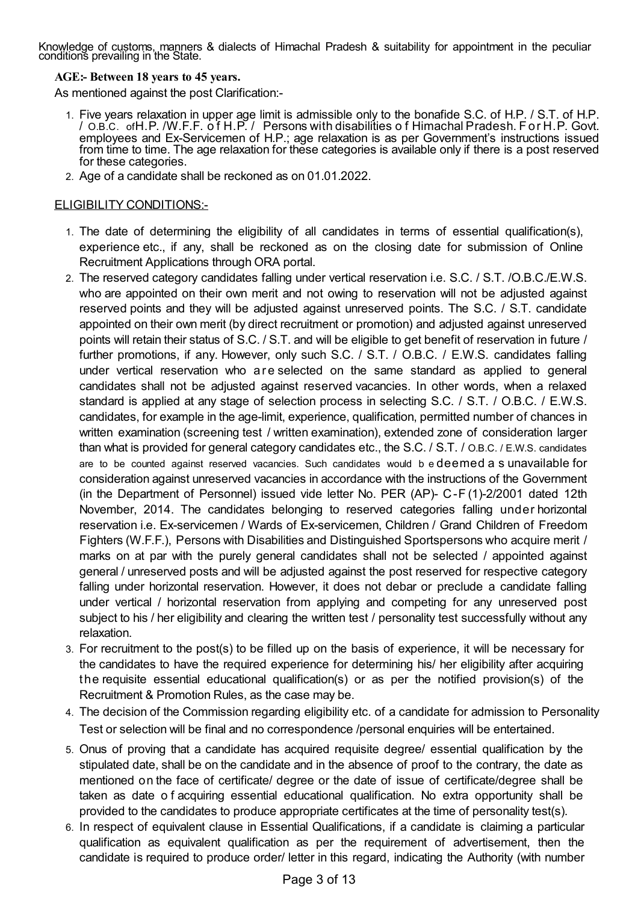Knowledge of customs, manners & dialects of Himachal Pradesh & suitability for appointment in the peculiar conditions prevailing in the State.

**AGE:- Between 18 years to 45 years.**

As mentioned against the post Clarification:-

1. Five years relaxation in upper age limit is admissible only to the bonafide S.C. of H.P. / S.T. of H.P. / O.B.C. of H.P. /W.F.F. of H.P. / Persons with disabilities of Himachal Pradesh. For H.P. Govt. employees and Ex-Servicemen of H.P.; age relaxation is as per Government's instructions issued from time to time. The age relaxation for these categories is available only if there is a post reserved for these categories.
2. Age of a candidate shall be reckoned as on 01.01.2022.

ELIGIBILITY CONDITIONS:-

1. The date of determining the eligibility of all candidates in terms of essential qualification(s), experience etc., if any, shall be reckoned as on the closing date for submission of Online Recruitment Applications through ORA portal.
2. The reserved category candidates falling under vertical reservation i.e. S.C. / S.T. /O.B.C./E.W.S. who are appointed on their own merit and not owing to reservation will not be adjusted against reserved points and they will be adjusted against unreserved points. The S.C. / S.T. candidate appointed on their own merit (by direct recruitment or promotion) and adjusted against unreserved points will retain their status of S.C. / S.T. and will be eligible to get benefit of reservation in future / further promotions, if any. However, only such S.C. / S.T. / O.B.C. / E.W.S. candidates falling under vertical reservation who are selected on the same standard as applied to general candidates shall not be adjusted against reserved vacancies. In other words, when a relaxed standard is applied at any stage of selection process in selecting S.C. / S.T. / O.B.C. / E.W.S. candidates, for example in the age-limit, experience, qualification, permitted number of chances in written examination (screening test / written examination), extended zone of consideration larger than what is provided for general category candidates etc., the S.C. / S.T. / O.B.C. / E.W.S. candidates are to be counted against reserved vacancies. Such candidates would be deemed as unavailable for consideration against unreserved vacancies in accordance with the instructions of the Government (in the Department of Personnel) issued vide letter No. PER (AP)- C-F (1)-2/2001 dated 12th November, 2014. The candidates belonging to reserved categories falling under horizontal reservation i.e. Ex-servicemen / Wards of Ex-servicemen, Children / Grand Children of Freedom Fighters (W.F.F.), Persons with Disabilities and Distinguished Sportspersons who acquire merit / marks on at par with the purely general candidates shall not be selected / appointed against general / unreserved posts and will be adjusted against the post reserved for respective category falling under horizontal reservation. However, it does not debar or preclude a candidate falling under vertical / horizontal reservation from applying and competing for any unreserved post subject to his / her eligibility and clearing the written test / personality test successfully without any relaxation.
3. For recruitment to the post(s) to be filled up on the basis of experience, it will be necessary for the candidates to have the required experience for determining his/ her eligibility after acquiring the requisite essential educational qualification(s) or as per the notified provision(s) of the Recruitment & Promotion Rules, as the case may be.
4. The decision of the Commission regarding eligibility etc. of a candidate for admission to Personality Test or selection will be final and no correspondence /personal enquiries will be entertained.
5. Onus of proving that a candidate has acquired requisite degree/ essential qualification by the stipulated date, shall be on the candidate and in the absence of proof to the contrary, the date as mentioned on the face of certificate/ degree or the date of issue of certificate/degree shall be taken as date of acquiring essential educational qualification. No extra opportunity shall be provided to the candidates to produce appropriate certificates at the time of personality test(s).
6. In respect of equivalent clause in Essential Qualifications, if a candidate is claiming a particular qualification as equivalent qualification as per the requirement of advertisement, then the candidate is required to produce order/ letter in this regard, indicating the Authority (with number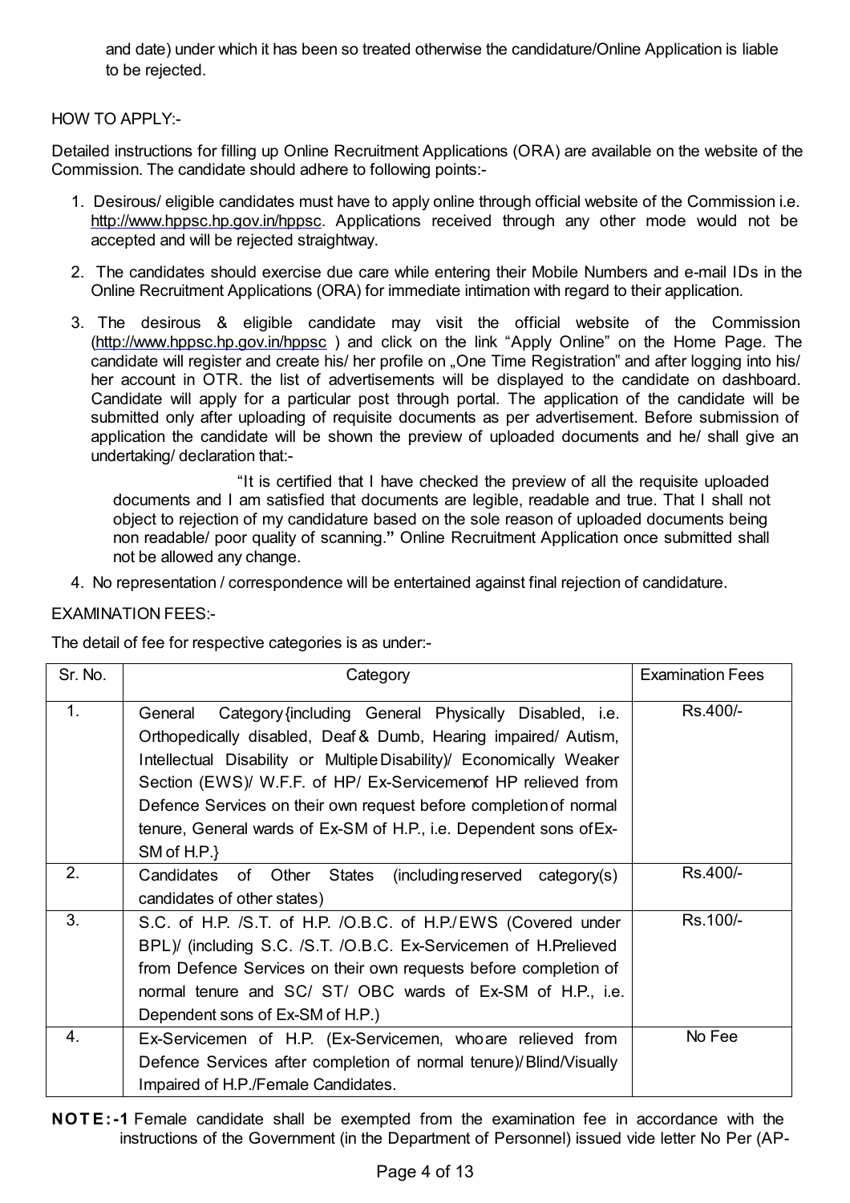and date) under which it has been so treated otherwise the candidature/Online Application is liable to be rejected.

HOW TO APPLY:-

Detailed instructions for filling up Online Recruitment Applications (ORA) are available on the website of the Commission. The candidate should adhere to following points:-

1. Desirous/ eligible candidates must have to apply online through official website of the Commission i.e. http://www.hppsc.hp.gov.in/hppsc. Applications received through any other mode would not be accepted and will be rejected straightway.
2. The candidates should exercise due care while entering their Mobile Numbers and e-mail IDs in the Online Recruitment Applications (ORA) for immediate intimation with regard to their application.
3. The desirous & eligible candidate may visit the official website of the Commission (http://www.hppsc.hp.gov.in/hppsc ) and click on the link "Apply Online" on the Home Page. The candidate will register and create his/ her profile on „One Time Registration" and after logging into his/ her account in OTR. the list of advertisements will be displayed to the candidate on dashboard. Candidate will apply for a particular post through portal. The application of the candidate will be submitted only after uploading of requisite documents as per advertisement. Before submission of application the candidate will be shown the preview of uploaded documents and he/ shall give an undertaking/ declaration that:-

   "It is certified that I have checked the preview of all the requisite uploaded documents and I am satisfied that documents are legible, readable and true. That I shall not object to rejection of my candidature based on the sole reason of uploaded documents being non readable/ poor quality of scanning." Online Recruitment Application once submitted shall not be allowed any change.
4. No representation / correspondence will be entertained against final rejection of candidature.

EXAMINATION FEES:-

The detail of fee for respective categories is as under:-

| Sr. No. | Category | Examination Fees |
|---|---|---|
| 1. | General Category{including General Physically Disabled, i.e. Orthopedically disabled, Deaf & Dumb, Hearing impaired/ Autism, Intellectual Disability or Multiple Disability)/ Economically Weaker Section (EWS)/ W.F.F. of HP/ Ex-Servicemenof HP relieved from Defence Services on their own request before completion of normal tenure, General wards of Ex-SM of H.P., i.e. Dependent sons of Ex-SM of H.P.} | Rs.400/- |
| 2. | Candidates of Other States (including reserved category(s) candidates of other states) | Rs.400/- |
| 3. | S.C. of H.P. /S.T. of H.P. /O.B.C. of H.P./EWS (Covered under BPL)/ (including S.C. /S.T. /O.B.C. Ex-Servicemen of H.P relieved from Defence Services on their own requests before completion of normal tenure and SC/ ST/ OBC wards of Ex-SM of H.P., i.e. Dependent sons of Ex-SM of H.P.) | Rs.100/- |
| 4. | Ex-Servicemen of H.P. (Ex-Servicemen, who are relieved from Defence Services after completion of normal tenure)/ Blind/Visually Impaired of H.P./Female Candidates. | No Fee |

**NOTE:-1** Female candidate shall be exempted from the examination fee in accordance with the instructions of the Government (in the Department of Personnel) issued vide letter No Per (AP-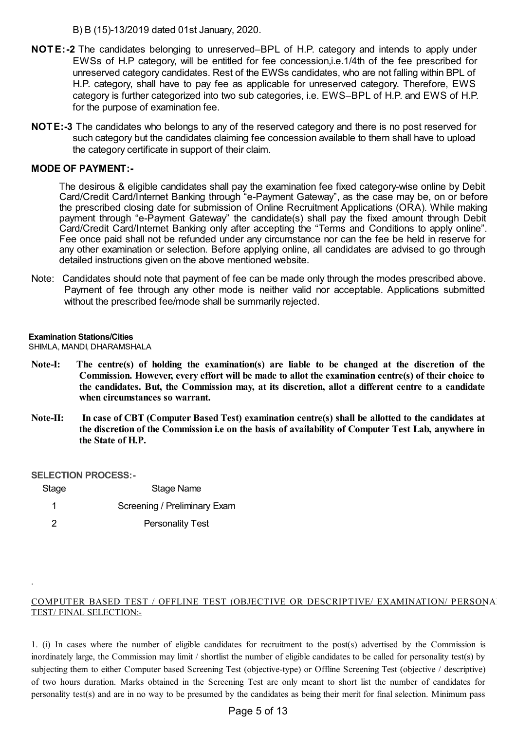B) B (15)-13/2019 dated 01st January, 2020.

**NOTE:-2** The candidates belonging to unreserved–BPL of H.P. category and intends to apply under EWSs of H.P category, will be entitled for fee concession,i.e.1/4th of the fee prescribed for unreserved category candidates. Rest of the EWSs candidates, who are not falling within BPL of H.P. category, shall have to pay fee as applicable for unreserved category. Therefore, EWS category is further categorized into two sub categories, i.e. EWS–BPL of H.P. and EWS of H.P. for the purpose of examination fee.

**NOTE:-3** The candidates who belongs to any of the reserved category and there is no post reserved for such category but the candidates claiming fee concession available to them shall have to upload the category certificate in support of their claim.

**MODE OF PAYMENT:-**

The desirous & eligible candidates shall pay the examination fee fixed category-wise online by Debit Card/Credit Card/Internet Banking through "e-Payment Gateway", as the case may be, on or before the prescribed closing date for submission of Online Recruitment Applications (ORA). While making payment through "e-Payment Gateway" the candidate(s) shall pay the fixed amount through Debit Card/Credit Card/Internet Banking only after accepting the "Terms and Conditions to apply online". Fee once paid shall not be refunded under any circumstance nor can the fee be held in reserve for any other examination or selection. Before applying online, all candidates are advised to go through detailed instructions given on the above mentioned website.

Note: Candidates should note that payment of fee can be made only through the modes prescribed above. Payment of fee through any other mode is neither valid nor acceptable. Applications submitted without the prescribed fee/mode shall be summarily rejected.

**Examination Stations/Cities**

SHIMLA, MANDI, DHARAMSHALA

**Note-I: The centre(s) of holding the examination(s) are liable to be changed at the discretion of the Commission. However, every effort will be made to allot the examination centre(s) of their choice to the candidates. But, the Commission may, at its discretion, allot a different centre to a candidate when circumstances so warrant.**

**Note-II: In case of CBT (Computer Based Test) examination centre(s) shall be allotted to the candidates at the discretion of the Commission i.e on the basis of availability of Computer Test Lab, anywhere in the State of H.P.**

**SELECTION PROCESS:-**

| Stage | Stage Name |
|---|---|
| 1 | Screening / Preliminary Exam |
| 2 | Personality Test |

COMPUTER BASED TEST / OFFLINE TEST (OBJECTIVE OR DESCRIPTIVE/ EXAMINATION/ PERSONA TEST/ FINAL SELECTION:-

1. (i) In cases where the number of eligible candidates for recruitment to the post(s) advertised by the Commission is inordinately large, the Commission may limit / shortlist the number of eligible candidates to be called for personality test(s) by subjecting them to either Computer based Screening Test (objective-type) or Offline Screening Test (objective / descriptive) of two hours duration. Marks obtained in the Screening Test are only meant to short list the number of candidates for personality test(s) and are in no way to be presumed by the candidates as being their merit for final selection. Minimum pass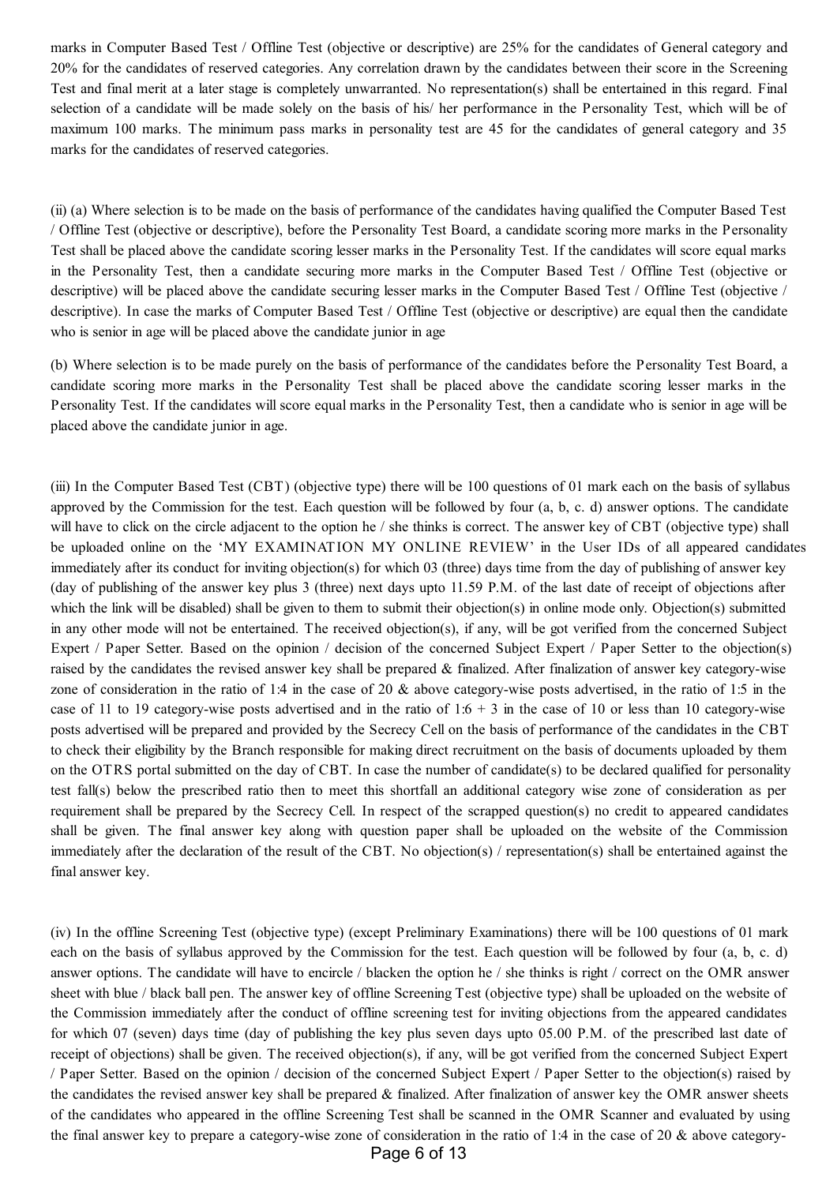marks in Computer Based Test / Offline Test (objective or descriptive) are 25% for the candidates of General category and 20% for the candidates of reserved categories. Any correlation drawn by the candidates between their score in the Screening Test and final merit at a later stage is completely unwarranted. No representation(s) shall be entertained in this regard. Final selection of a candidate will be made solely on the basis of his/ her performance in the Personality Test, which will be of maximum 100 marks. The minimum pass marks in personality test are 45 for the candidates of general category and 35 marks for the candidates of reserved categories.

(ii) (a) Where selection is to be made on the basis of performance of the candidates having qualified the Computer Based Test / Offline Test (objective or descriptive), before the Personality Test Board, a candidate scoring more marks in the Personality Test shall be placed above the candidate scoring lesser marks in the Personality Test. If the candidates will score equal marks in the Personality Test, then a candidate securing more marks in the Computer Based Test / Offline Test (objective or descriptive) will be placed above the candidate securing lesser marks in the Computer Based Test / Offline Test (objective / descriptive). In case the marks of Computer Based Test / Offline Test (objective or descriptive) are equal then the candidate who is senior in age will be placed above the candidate junior in age

(b) Where selection is to be made purely on the basis of performance of the candidates before the Personality Test Board, a candidate scoring more marks in the Personality Test shall be placed above the candidate scoring lesser marks in the Personality Test. If the candidates will score equal marks in the Personality Test, then a candidate who is senior in age will be placed above the candidate junior in age.

(iii) In the Computer Based Test (CBT) (objective type) there will be 100 questions of 01 mark each on the basis of syllabus approved by the Commission for the test. Each question will be followed by four (a, b, c. d) answer options. The candidate will have to click on the circle adjacent to the option he / she thinks is correct. The answer key of CBT (objective type) shall be uploaded online on the 'MY EXAMINATION MY ONLINE REVIEW' in the User IDs of all appeared candidates immediately after its conduct for inviting objection(s) for which 03 (three) days time from the day of publishing of answer key (day of publishing of the answer key plus 3 (three) next days upto 11.59 P.M. of the last date of receipt of objections after which the link will be disabled) shall be given to them to submit their objection(s) in online mode only. Objection(s) submitted in any other mode will not be entertained. The received objection(s), if any, will be got verified from the concerned Subject Expert / Paper Setter. Based on the opinion / decision of the concerned Subject Expert / Paper Setter to the objection(s) raised by the candidates the revised answer key shall be prepared & finalized. After finalization of answer key category-wise zone of consideration in the ratio of 1:4 in the case of 20 & above category-wise posts advertised, in the ratio of 1:5 in the case of 11 to 19 category-wise posts advertised and in the ratio of 1:6 + 3 in the case of 10 or less than 10 category-wise posts advertised will be prepared and provided by the Secrecy Cell on the basis of performance of the candidates in the CBT to check their eligibility by the Branch responsible for making direct recruitment on the basis of documents uploaded by them on the OTRS portal submitted on the day of CBT. In case the number of candidate(s) to be declared qualified for personality test fall(s) below the prescribed ratio then to meet this shortfall an additional category wise zone of consideration as per requirement shall be prepared by the Secrecy Cell. In respect of the scrapped question(s) no credit to appeared candidates shall be given. The final answer key along with question paper shall be uploaded on the website of the Commission immediately after the declaration of the result of the CBT. No objection(s) / representation(s) shall be entertained against the final answer key.

(iv) In the offline Screening Test (objective type) (except Preliminary Examinations) there will be 100 questions of 01 mark each on the basis of syllabus approved by the Commission for the test. Each question will be followed by four (a, b, c. d) answer options. The candidate will have to encircle / blacken the option he / she thinks is right / correct on the OMR answer sheet with blue / black ball pen. The answer key of offline Screening Test (objective type) shall be uploaded on the website of the Commission immediately after the conduct of offline screening test for inviting objections from the appeared candidates for which 07 (seven) days time (day of publishing the key plus seven days upto 05.00 P.M. of the prescribed last date of receipt of objections) shall be given. The received objection(s), if any, will be got verified from the concerned Subject Expert / Paper Setter. Based on the opinion / decision of the concerned Subject Expert / Paper Setter to the objection(s) raised by the candidates the revised answer key shall be prepared & finalized. After finalization of answer key the OMR answer sheets of the candidates who appeared in the offline Screening Test shall be scanned in the OMR Scanner and evaluated by using the final answer key to prepare a category-wise zone of consideration in the ratio of 1:4 in the case of 20 & above category-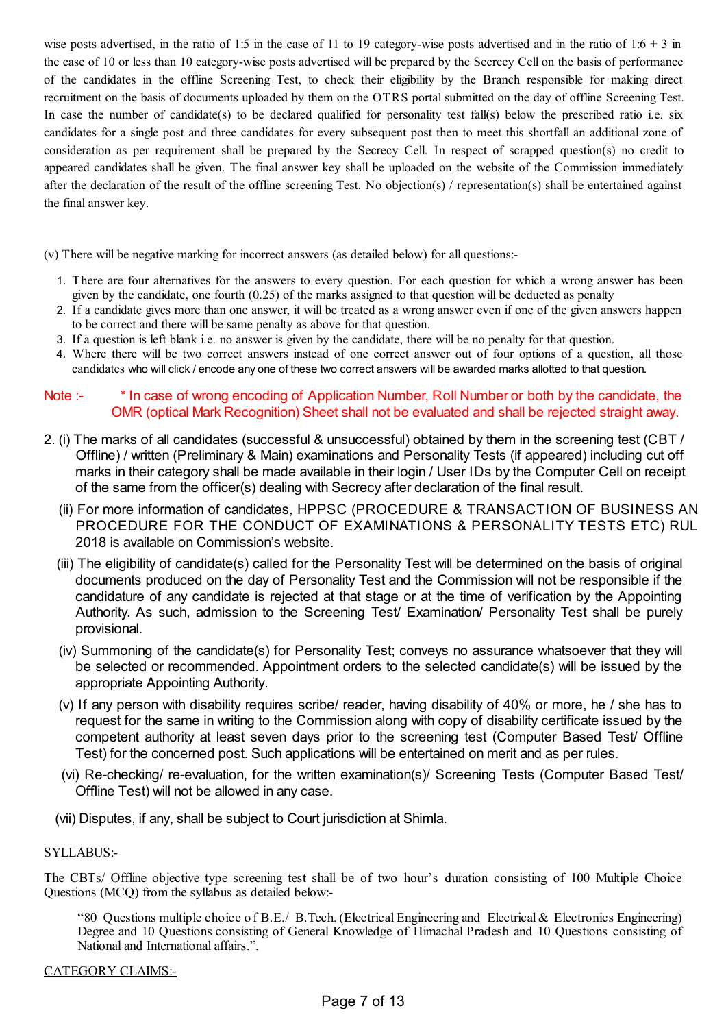wise posts advertised, in the ratio of 1:5 in the case of 11 to 19 category-wise posts advertised and in the ratio of 1:6 + 3 in the case of 10 or less than 10 category-wise posts advertised will be prepared by the Secrecy Cell on the basis of performance of the candidates in the offline Screening Test, to check their eligibility by the Branch responsible for making direct recruitment on the basis of documents uploaded by them on the OTRS portal submitted on the day of offline Screening Test. In case the number of candidate(s) to be declared qualified for personality test fall(s) below the prescribed ratio i.e. six candidates for a single post and three candidates for every subsequent post then to meet this shortfall an additional zone of consideration as per requirement shall be prepared by the Secrecy Cell. In respect of scrapped question(s) no credit to appeared candidates shall be given. The final answer key shall be uploaded on the website of the Commission immediately after the declaration of the result of the offline screening Test. No objection(s) / representation(s) shall be entertained against the final answer key.

(v) There will be negative marking for incorrect answers (as detailed below) for all questions:-

1. There are four alternatives for the answers to every question. For each question for which a wrong answer has been given by the candidate, one fourth (0.25) of the marks assigned to that question will be deducted as penalty
2. If a candidate gives more than one answer, it will be treated as a wrong answer even if one of the given answers happen to be correct and there will be same penalty as above for that question.
3. If a question is left blank i.e. no answer is given by the candidate, there will be no penalty for that question.
4. Where there will be two correct answers instead of one correct answer out of four options of a question, all those candidates who will click / encode any one of these two correct answers will be awarded marks allotted to that question.

Note :- * In case of wrong encoding of Application Number, Roll Number or both by the candidate, the OMR (optical Mark Recognition) Sheet shall not be evaluated and shall be rejected straight away.

2. (i) The marks of all candidates (successful & unsuccessful) obtained by them in the screening test (CBT / Offline) / written (Preliminary & Main) examinations and Personality Tests (if appeared) including cut off marks in their category shall be made available in their login / User IDs by the Computer Cell on receipt of the same from the officer(s) dealing with Secrecy after declaration of the final result.

(ii) For more information of candidates, HPPSC (PROCEDURE & TRANSACTION OF BUSINESS AN PROCEDURE FOR THE CONDUCT OF EXAMINATIONS & PERSONALITY TESTS ETC) RUL 2018 is available on Commission's website.

(iii) The eligibility of candidate(s) called for the Personality Test will be determined on the basis of original documents produced on the day of Personality Test and the Commission will not be responsible if the candidature of any candidate is rejected at that stage or at the time of verification by the Appointing Authority. As such, admission to the Screening Test/ Examination/ Personality Test shall be purely provisional.

(iv) Summoning of the candidate(s) for Personality Test; conveys no assurance whatsoever that they will be selected or recommended. Appointment orders to the selected candidate(s) will be issued by the appropriate Appointing Authority.

(v) If any person with disability requires scribe/ reader, having disability of 40% or more, he / she has to request for the same in writing to the Commission along with copy of disability certificate issued by the competent authority at least seven days prior to the screening test (Computer Based Test/ Offline Test) for the concerned post. Such applications will be entertained on merit and as per rules.

(vi) Re-checking/ re-evaluation, for the written examination(s)/ Screening Tests (Computer Based Test/ Offline Test) will not be allowed in any case.

(vii) Disputes, if any, shall be subject to Court jurisdiction at Shimla.

SYLLABUS:-

The CBTs/ Offline objective type screening test shall be of two hour's duration consisting of 100 Multiple Choice Questions (MCQ) from the syllabus as detailed below:-

> "80 Questions multiple choice of B.E./ B.Tech. (Electrical Engineering and Electrical & Electronics Engineering) Degree and 10 Questions consisting of General Knowledge of Himachal Pradesh and 10 Questions consisting of National and International affairs.".

CATEGORY CLAIMS:-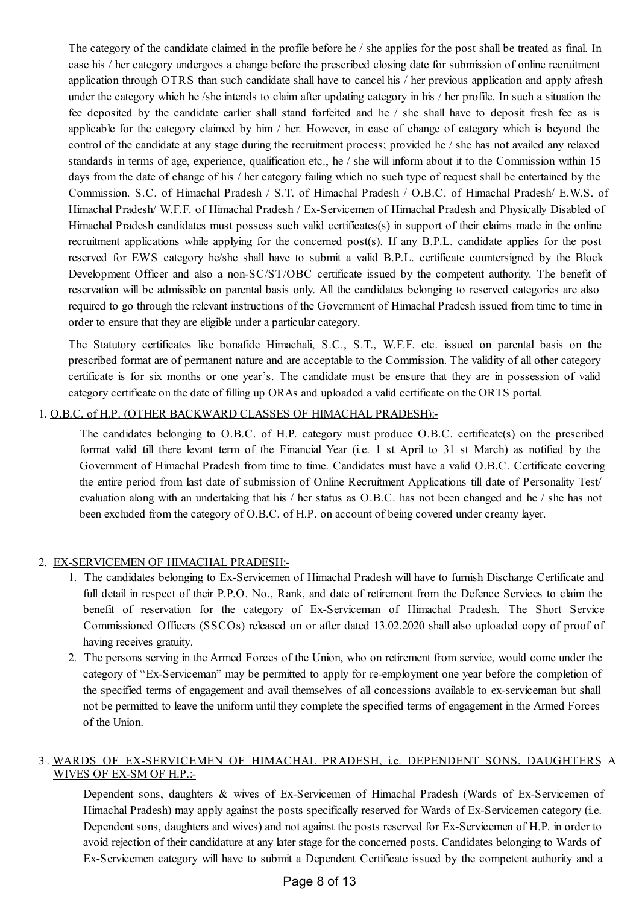The category of the candidate claimed in the profile before he / she applies for the post shall be treated as final. In case his / her category undergoes a change before the prescribed closing date for submission of online recruitment application through OTRS than such candidate shall have to cancel his / her previous application and apply afresh under the category which he /she intends to claim after updating category in his / her profile. In such a situation the fee deposited by the candidate earlier shall stand forfeited and he / she shall have to deposit fresh fee as is applicable for the category claimed by him / her. However, in case of change of category which is beyond the control of the candidate at any stage during the recruitment process; provided he / she has not availed any relaxed standards in terms of age, experience, qualification etc., he / she will inform about it to the Commission within 15 days from the date of change of his / her category failing which no such type of request shall be entertained by the Commission. S.C. of Himachal Pradesh / S.T. of Himachal Pradesh / O.B.C. of Himachal Pradesh/ E.W.S. of Himachal Pradesh/ W.F.F. of Himachal Pradesh / Ex-Servicemen of Himachal Pradesh and Physically Disabled of Himachal Pradesh candidates must possess such valid certificates(s) in support of their claims made in the online recruitment applications while applying for the concerned post(s). If any B.P.L. candidate applies for the post reserved for EWS category he/she shall have to submit a valid B.P.L. certificate countersigned by the Block Development Officer and also a non-SC/ST/OBC certificate issued by the competent authority. The benefit of reservation will be admissible on parental basis only. All the candidates belonging to reserved categories are also required to go through the relevant instructions of the Government of Himachal Pradesh issued from time to time in order to ensure that they are eligible under a particular category.

The Statutory certificates like bonafide Himachali, S.C., S.T., W.F.F. etc. issued on parental basis on the prescribed format are of permanent nature and are acceptable to the Commission. The validity of all other category certificate is for six months or one year's. The candidate must be ensure that they are in possession of valid category certificate on the date of filling up ORAs and uploaded a valid certificate on the ORTS portal.

1. O.B.C. of H.P. (OTHER BACKWARD CLASSES OF HIMACHAL PRADESH):-

The candidates belonging to O.B.C. of H.P. category must produce O.B.C. certificate(s) on the prescribed format valid till there levant term of the Financial Year (i.e. 1 st April to 31 st March) as notified by the Government of Himachal Pradesh from time to time. Candidates must have a valid O.B.C. Certificate covering the entire period from last date of submission of Online Recruitment Applications till date of Personality Test/ evaluation along with an undertaking that his / her status as O.B.C. has not been changed and he / she has not been excluded from the category of O.B.C. of H.P. on account of being covered under creamy layer.

2. EX-SERVICEMEN OF HIMACHAL PRADESH:-

1. The candidates belonging to Ex-Servicemen of Himachal Pradesh will have to furnish Discharge Certificate and full detail in respect of their P.P.O. No., Rank, and date of retirement from the Defence Services to claim the benefit of reservation for the category of Ex-Serviceman of Himachal Pradesh. The Short Service Commissioned Officers (SSCOs) released on or after dated 13.02.2020 shall also uploaded copy of proof of having receives gratuity.
2. The persons serving in the Armed Forces of the Union, who on retirement from service, would come under the category of "Ex-Serviceman" may be permitted to apply for re-employment one year before the completion of the specified terms of engagement and avail themselves of all concessions available to ex-serviceman but shall not be permitted to leave the uniform until they complete the specified terms of engagement in the Armed Forces of the Union.

3. WARDS OF EX-SERVICEMEN OF HIMACHAL PRADESH, i.e. DEPENDENT SONS, DAUGHTERS A WIVES OF EX-SM OF H.P.:-

Dependent sons, daughters & wives of Ex-Servicemen of Himachal Pradesh (Wards of Ex-Servicemen of Himachal Pradesh) may apply against the posts specifically reserved for Wards of Ex-Servicemen category (i.e. Dependent sons, daughters and wives) and not against the posts reserved for Ex-Servicemen of H.P. in order to avoid rejection of their candidature at any later stage for the concerned posts. Candidates belonging to Wards of Ex-Servicemen category will have to submit a Dependent Certificate issued by the competent authority and a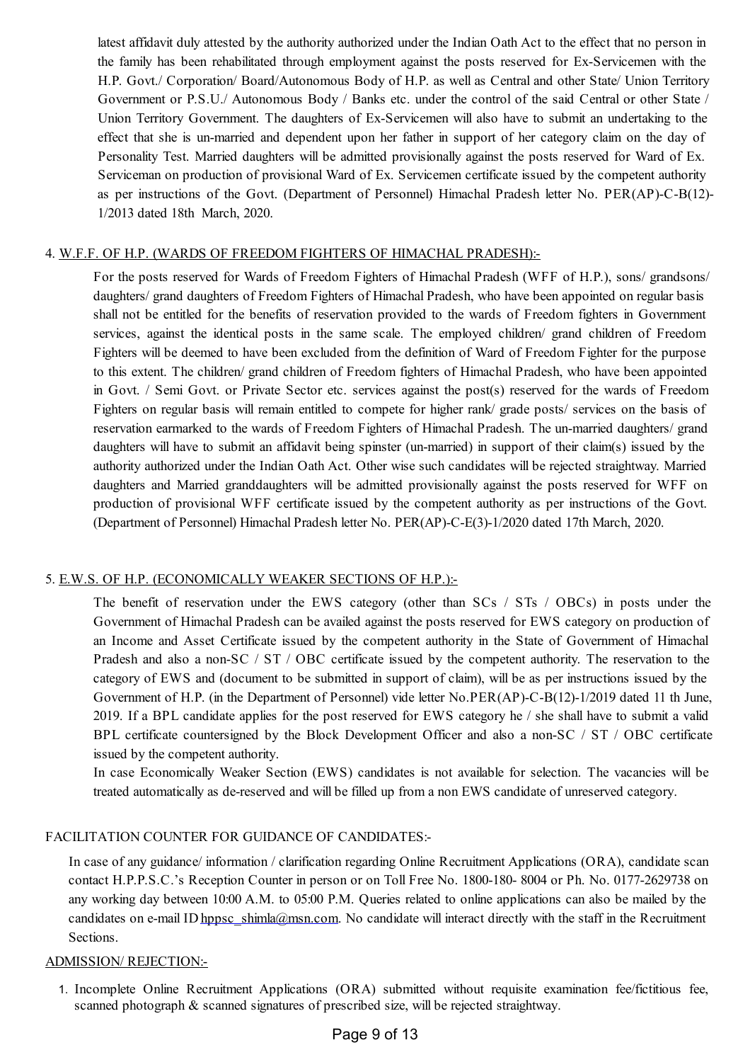latest affidavit duly attested by the authority authorized under the Indian Oath Act to the effect that no person in the family has been rehabilitated through employment against the posts reserved for Ex-Servicemen with the H.P. Govt./ Corporation/ Board/Autonomous Body of H.P. as well as Central and other State/ Union Territory Government or P.S.U./ Autonomous Body / Banks etc. under the control of the said Central or other State / Union Territory Government. The daughters of Ex-Servicemen will also have to submit an undertaking to the effect that she is un-married and dependent upon her father in support of her category claim on the day of Personality Test. Married daughters will be admitted provisionally against the posts reserved for Ward of Ex. Serviceman on production of provisional Ward of Ex. Servicemen certificate issued by the competent authority as per instructions of the Govt. (Department of Personnel) Himachal Pradesh letter No. PER(AP)-C-B(12)-1/2013 dated 18th March, 2020.

4. W.F.F. OF H.P. (WARDS OF FREEDOM FIGHTERS OF HIMACHAL PRADESH):-

For the posts reserved for Wards of Freedom Fighters of Himachal Pradesh (WFF of H.P.), sons/ grandsons/ daughters/ grand daughters of Freedom Fighters of Himachal Pradesh, who have been appointed on regular basis shall not be entitled for the benefits of reservation provided to the wards of Freedom fighters in Government services, against the identical posts in the same scale. The employed children/ grand children of Freedom Fighters will be deemed to have been excluded from the definition of Ward of Freedom Fighter for the purpose to this extent. The children/ grand children of Freedom fighters of Himachal Pradesh, who have been appointed in Govt. / Semi Govt. or Private Sector etc. services against the post(s) reserved for the wards of Freedom Fighters on regular basis will remain entitled to compete for higher rank/ grade posts/ services on the basis of reservation earmarked to the wards of Freedom Fighters of Himachal Pradesh. The un-married daughters/ grand daughters will have to submit an affidavit being spinster (un-married) in support of their claim(s) issued by the authority authorized under the Indian Oath Act. Other wise such candidates will be rejected straightway. Married daughters and Married granddaughters will be admitted provisionally against the posts reserved for WFF on production of provisional WFF certificate issued by the competent authority as per instructions of the Govt. (Department of Personnel) Himachal Pradesh letter No. PER(AP)-C-E(3)-1/2020 dated 17th March, 2020.

5. E.W.S. OF H.P. (ECONOMICALLY WEAKER SECTIONS OF H.P.):-

The benefit of reservation under the EWS category (other than SCs / STs / OBCs) in posts under the Government of Himachal Pradesh can be availed against the posts reserved for EWS category on production of an Income and Asset Certificate issued by the competent authority in the State of Government of Himachal Pradesh and also a non-SC / ST / OBC certificate issued by the competent authority. The reservation to the category of EWS and (document to be submitted in support of claim), will be as per instructions issued by the Government of H.P. (in the Department of Personnel) vide letter No.PER(AP)-C-B(12)-1/2019 dated 11 th June, 2019. If a BPL candidate applies for the post reserved for EWS category he / she shall have to submit a valid BPL certificate countersigned by the Block Development Officer and also a non-SC / ST / OBC certificate issued by the competent authority.

In case Economically Weaker Section (EWS) candidates is not available for selection. The vacancies will be treated automatically as de-reserved and will be filled up from a non EWS candidate of unreserved category.

FACILITATION COUNTER FOR GUIDANCE OF CANDIDATES:-

In case of any guidance/ information / clarification regarding Online Recruitment Applications (ORA), candidate scan contact H.P.P.S.C.'s Reception Counter in person or on Toll Free No. 1800-180- 8004 or Ph. No. 0177-2629738 on any working day between 10:00 A.M. to 05:00 P.M. Queries related to online applications can also be mailed by the candidates on e-mail ID hppsc_shimla@msn.com. No candidate will interact directly with the staff in the Recruitment Sections.

ADMISSION/ REJECTION:-

1. Incomplete Online Recruitment Applications (ORA) submitted without requisite examination fee/fictitious fee, scanned photograph & scanned signatures of prescribed size, will be rejected straightway.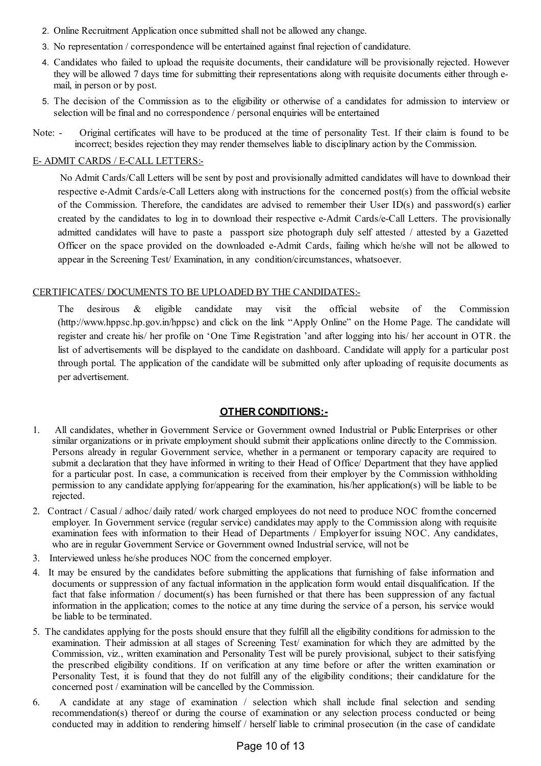2. Online Recruitment Application once submitted shall not be allowed any change.
3. No representation / correspondence will be entertained against final rejection of candidature.
4. Candidates who failed to upload the requisite documents, their candidature will be provisionally rejected. However they will be allowed 7 days time for submitting their representations along with requisite documents either through e-mail, in person or by post.
5. The decision of the Commission as to the eligibility or otherwise of a candidates for admission to interview or selection will be final and no correspondence / personal enquiries will be entertained

Note: - Original certificates will have to be produced at the time of personality Test. If their claim is found to be incorrect; besides rejection they may render themselves liable to disciplinary action by the Commission.

E- ADMIT CARDS / E-CALL LETTERS:-

No Admit Cards/Call Letters will be sent by post and provisionally admitted candidates will have to download their respective e-Admit Cards/e-Call Letters along with instructions for the concerned post(s) from the official website of the Commission. Therefore, the candidates are advised to remember their User ID(s) and password(s) earlier created by the candidates to log in to download their respective e-Admit Cards/e-Call Letters. The provisionally admitted candidates will have to paste a passport size photograph duly self attested / attested by a Gazetted Officer on the space provided on the downloaded e-Admit Cards, failing which he/she will not be allowed to appear in the Screening Test/ Examination, in any condition/circumstances, whatsoever.

CERTIFICATES/ DOCUMENTS TO BE UPLOADED BY THE CANDIDATES:-

The desirous & eligible candidate may visit the official website of the Commission (http://www.hppsc.hp.gov.in/hppsc) and click on the link "Apply Online" on the Home Page. The candidate will register and create his/ her profile on 'One Time Registration 'and after logging into his/ her account in OTR. the list of advertisements will be displayed to the candidate on dashboard. Candidate will apply for a particular post through portal. The application of the candidate will be submitted only after uploading of requisite documents as per advertisement.

## OTHER CONDITIONS:-

1. All candidates, whether in Government Service or Government owned Industrial or Public Enterprises or other similar organizations or in private employment should submit their applications online directly to the Commission. Persons already in regular Government service, whether in a permanent or temporary capacity are required to submit a declaration that they have informed in writing to their Head of Office/ Department that they have applied for a particular post. In case, a communication is received from their employer by the Commission withholding permission to any candidate applying for/appearing for the examination, his/her application(s) will be liable to be rejected.
2. Contract / Casual / adhoc/ daily rated/ work charged employees do not need to produce NOC from the concerned employer. In Government service (regular service) candidates may apply to the Commission along with requisite examination fees with information to their Head of Departments / Employer for issuing NOC. Any candidates, who are in regular Government Service or Government owned Industrial service, will not be
3. Interviewed unless he/she produces NOC from the concerned employer.
4. It may be ensured by the candidates before submitting the applications that furnishing of false information and documents or suppression of any factual information in the application form would entail disqualification. If the fact that false information / document(s) has been furnished or that there has been suppression of any factual information in the application; comes to the notice at any time during the service of a person, his service would be liable to be terminated.
5. The candidates applying for the posts should ensure that they fulfill all the eligibility conditions for admission to the examination. Their admission at all stages of Screening Test/ examination for which they are admitted by the Commission, viz., written examination and Personality Test will be purely provisional, subject to their satisfying the prescribed eligibility conditions. If on verification at any time before or after the written examination or Personality Test, it is found that they do not fulfill any of the eligibility conditions; their candidature for the concerned post / examination will be cancelled by the Commission.
6. A candidate at any stage of examination / selection which shall include final selection and sending recommendation(s) thereof or during the course of examination or any selection process conducted or being conducted may in addition to rendering himself / herself liable to criminal prosecution (in the case of candidate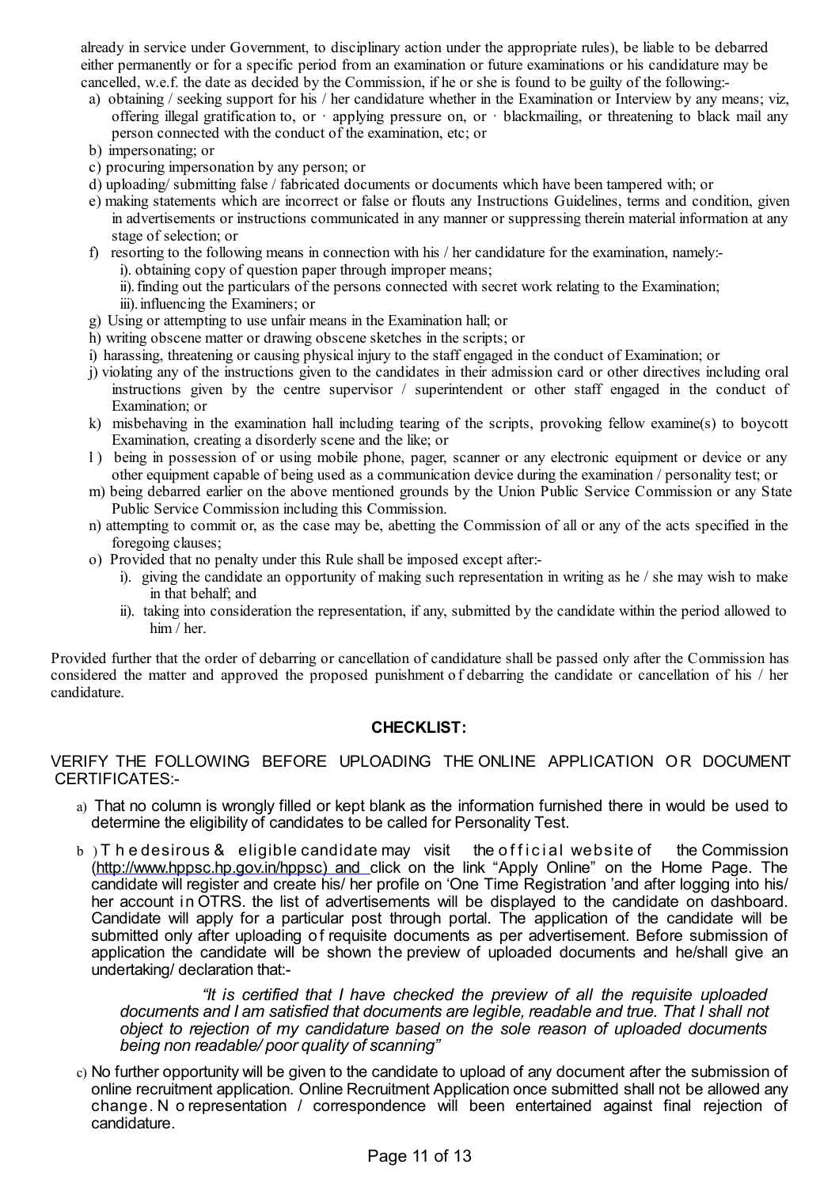already in service under Government, to disciplinary action under the appropriate rules), be liable to be debarred either permanently or for a specific period from an examination or future examinations or his candidature may be cancelled, w.e.f. the date as decided by the Commission, if he or she is found to be guilty of the following:-

a) obtaining / seeking support for his / her candidature whether in the Examination or Interview by any means; viz, offering illegal gratification to, or · applying pressure on, or · blackmailing, or threatening to black mail any person connected with the conduct of the examination, etc; or
b) impersonating; or
c) procuring impersonation by any person; or
d) uploading/ submitting false / fabricated documents or documents which have been tampered with; or
e) making statements which are incorrect or false or flouts any Instructions Guidelines, terms and condition, given in advertisements or instructions communicated in any manner or suppressing therein material information at any stage of selection; or
f) resorting to the following means in connection with his / her candidature for the examination, namely:-
   i). obtaining copy of question paper through improper means;
   ii). finding out the particulars of the persons connected with secret work relating to the Examination;
   iii). influencing the Examiners; or
g) Using or attempting to use unfair means in the Examination hall; or
h) writing obscene matter or drawing obscene sketches in the scripts; or
i) harassing, threatening or causing physical injury to the staff engaged in the conduct of Examination; or
j) violating any of the instructions given to the candidates in their admission card or other directives including oral instructions given by the centre supervisor / superintendent or other staff engaged in the conduct of Examination; or
k) misbehaving in the examination hall including tearing of the scripts, provoking fellow examine(s) to boycott Examination, creating a disorderly scene and the like; or
l) being in possession of or using mobile phone, pager, scanner or any electronic equipment or device or any other equipment capable of being used as a communication device during the examination / personality test; or
m) being debarred earlier on the above mentioned grounds by the Union Public Service Commission or any State Public Service Commission including this Commission.
n) attempting to commit or, as the case may be, abetting the Commission of all or any of the acts specified in the foregoing clauses;
o) Provided that no penalty under this Rule shall be imposed except after:-
   i). giving the candidate an opportunity of making such representation in writing as he / she may wish to make in that behalf; and
   ii). taking into consideration the representation, if any, submitted by the candidate within the period allowed to him / her.

Provided further that the order of debarring or cancellation of candidature shall be passed only after the Commission has considered the matter and approved the proposed punishment of debarring the candidate or cancellation of his / her candidature.

**CHECKLIST:**

VERIFY THE FOLLOWING BEFORE UPLOADING THE ONLINE APPLICATION OR DOCUMENT CERTIFICATES:-

a) That no column is wrongly filled or kept blank as the information furnished there in would be used to determine the eligibility of candidates to be called for Personality Test.

b) The desirous & eligible candidate may visit the official website of the Commission (http://www.hppsc.hp.gov.in/hppsc) and click on the link "Apply Online" on the Home Page. The candidate will register and create his/ her profile on 'One Time Registration 'and after logging into his/ her account in OTRS. the list of advertisements will be displayed to the candidate on dashboard. Candidate will apply for a particular post through portal. The application of the candidate will be submitted only after uploading of requisite documents as per advertisement. Before submission of application the candidate will be shown the preview of uploaded documents and he/shall give an undertaking/ declaration that:-

*"It is certified that I have checked the preview of all the requisite uploaded documents and I am satisfied that documents are legible, readable and true. That I shall not object to rejection of my candidature based on the sole reason of uploaded documents being non readable/ poor quality of scanning"*

c) No further opportunity will be given to the candidate to upload of any document after the submission of online recruitment application. Online Recruitment Application once submitted shall not be allowed any change. No representation / correspondence will been entertained against final rejection of candidature.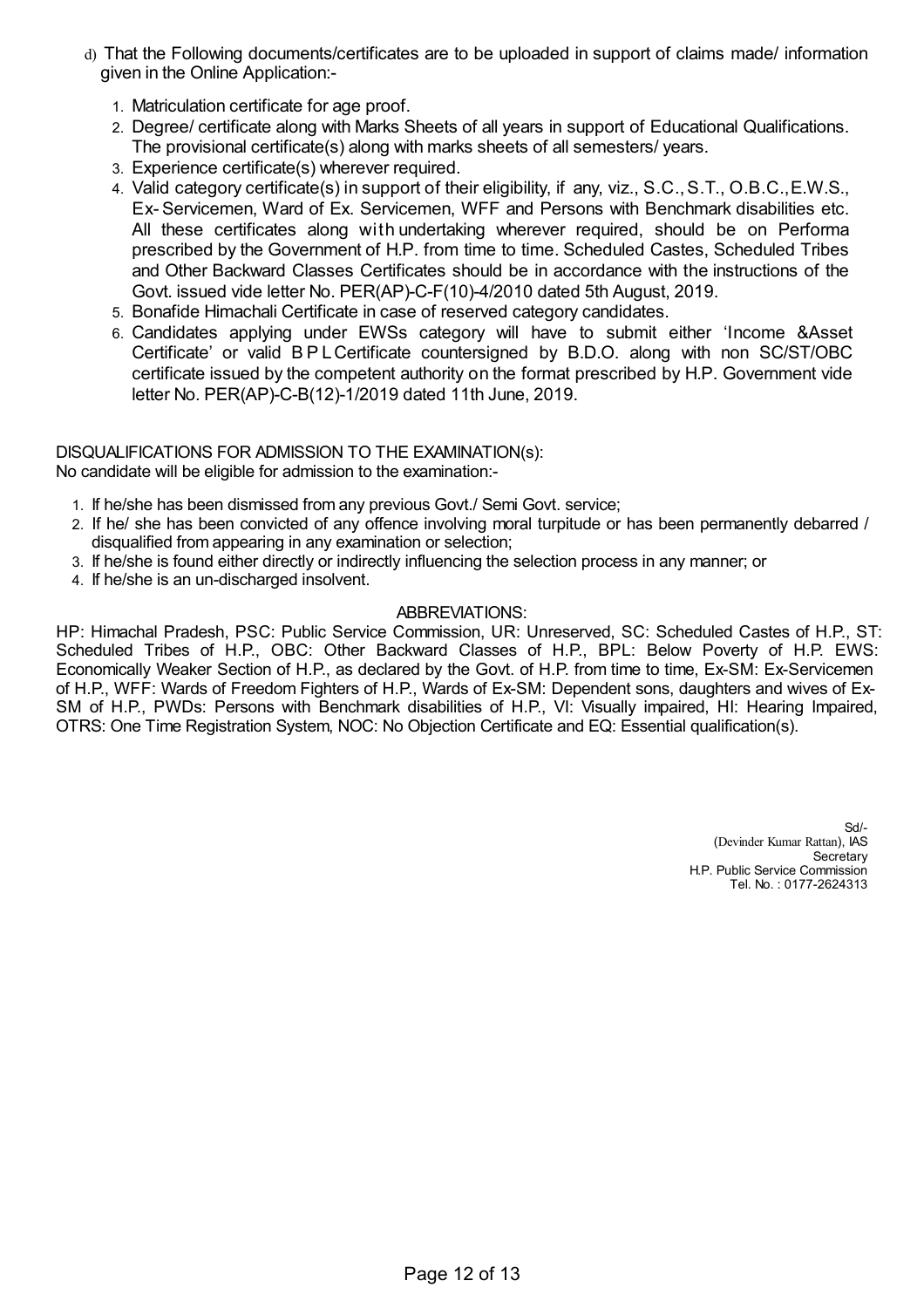d) That the Following documents/certificates are to be uploaded in support of claims made/ information given in the Online Application:-

1. Matriculation certificate for age proof.
2. Degree/ certificate along with Marks Sheets of all years in support of Educational Qualifications. The provisional certificate(s) along with marks sheets of all semesters/ years.
3. Experience certificate(s) wherever required.
4. Valid category certificate(s) in support of their eligibility, if any, viz., S.C., S.T., O.B.C., E.W.S., Ex- Servicemen, Ward of Ex. Servicemen, WFF and Persons with Benchmark disabilities etc. All these certificates along with undertaking wherever required, should be on Performa prescribed by the Government of H.P. from time to time. Scheduled Castes, Scheduled Tribes and Other Backward Classes Certificates should be in accordance with the instructions of the Govt. issued vide letter No. PER(AP)-C-F(10)-4/2010 dated 5th August, 2019.
5. Bonafide Himachali Certificate in case of reserved category candidates.
6. Candidates applying under EWSs category will have to submit either 'Income &Asset Certificate' or valid B P L Certificate countersigned by B.D.O. along with non SC/ST/OBC certificate issued by the competent authority on the format prescribed by H.P. Government vide letter No. PER(AP)-C-B(12)-1/2019 dated 11th June, 2019.

DISQUALIFICATIONS FOR ADMISSION TO THE EXAMINATION(s):
No candidate will be eligible for admission to the examination:-

1. If he/she has been dismissed from any previous Govt./ Semi Govt. service;
2. If he/ she has been convicted of any offence involving moral turpitude or has been permanently debarred / disqualified from appearing in any examination or selection;
3. If he/she is found either directly or indirectly influencing the selection process in any manner; or
4. If he/she is an un-discharged insolvent.

ABBREVIATIONS:

HP: Himachal Pradesh, PSC: Public Service Commission, UR: Unreserved, SC: Scheduled Castes of H.P., ST: Scheduled Tribes of H.P., OBC: Other Backward Classes of H.P., BPL: Below Poverty of H.P. EWS: Economically Weaker Section of H.P., as declared by the Govt. of H.P. from time to time, Ex-SM: Ex-Servicemen of H.P., WFF: Wards of Freedom Fighters of H.P., Wards of Ex-SM: Dependent sons, daughters and wives of Ex-SM of H.P., PWDs: Persons with Benchmark disabilities of H.P., VI: Visually impaired, HI: Hearing Impaired, OTRS: One Time Registration System, NOC: No Objection Certificate and EQ: Essential qualification(s).

Sd/-
(Devinder Kumar Rattan), IAS
Secretary
H.P. Public Service Commission
Tel. No. : 0177-2624313